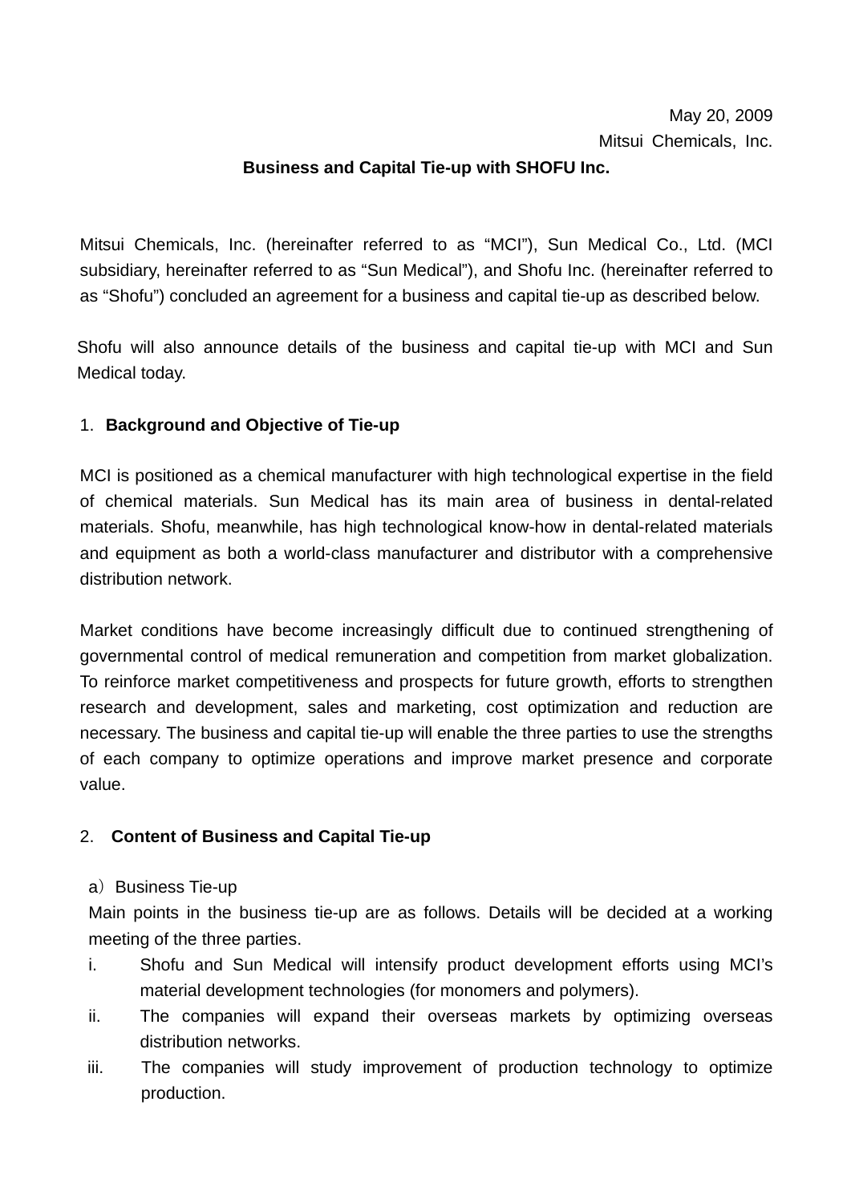May 20, 2009

Mitsui Chemicals, Inc.

# Business and Capital Tie-up with SHOFU Inc.

Mitsui Chemicals, Inc. (hereinafter referred to as “MCI”), Sun Medical Co., Ltd. (MCI subsidiary, hereinafter referred to as “Sun Medical”), and Shofu Inc. (hereinafter referred to as “Shofu”) concluded an agreement for a business and capital tie-up as described below.

Shofu will also announce details of the business and capital tie-up with MCI and Sun Medical today.

## 1. Background and Objective of Tie-up

MCI is positioned as a chemical manufacturer with high technological expertise in the field of chemical materials. Sun Medical has its main area of business in dental-related materials. Shofu, meanwhile, has high technological know-how in dental-related materials and equipment as both a world-class manufacturer and distributor with a comprehensive distribution network.

Market conditions have become increasingly difficult due to continued strengthening of governmental control of medical remuneration and competition from market globalization. To reinforce market competitiveness and prospects for future growth, efforts to strengthen research and development, sales and marketing, cost optimization and reduction are necessary. The business and capital tie-up will enable the three parties to use the strengths of each company to optimize operations and improve market presence and corporate value.

## 2. Content of Business and Capital Tie-up

a）Business Tie-up

Main points in the business tie-up are as follows. Details will be decided at a working meeting of the three parties.

i. Shofu and Sun Medical will intensify product development efforts using MCI’s material development technologies (for monomers and polymers).

ii. The companies will expand their overseas markets by optimizing overseas distribution networks.

iii. The companies will study improvement of production technology to optimize production.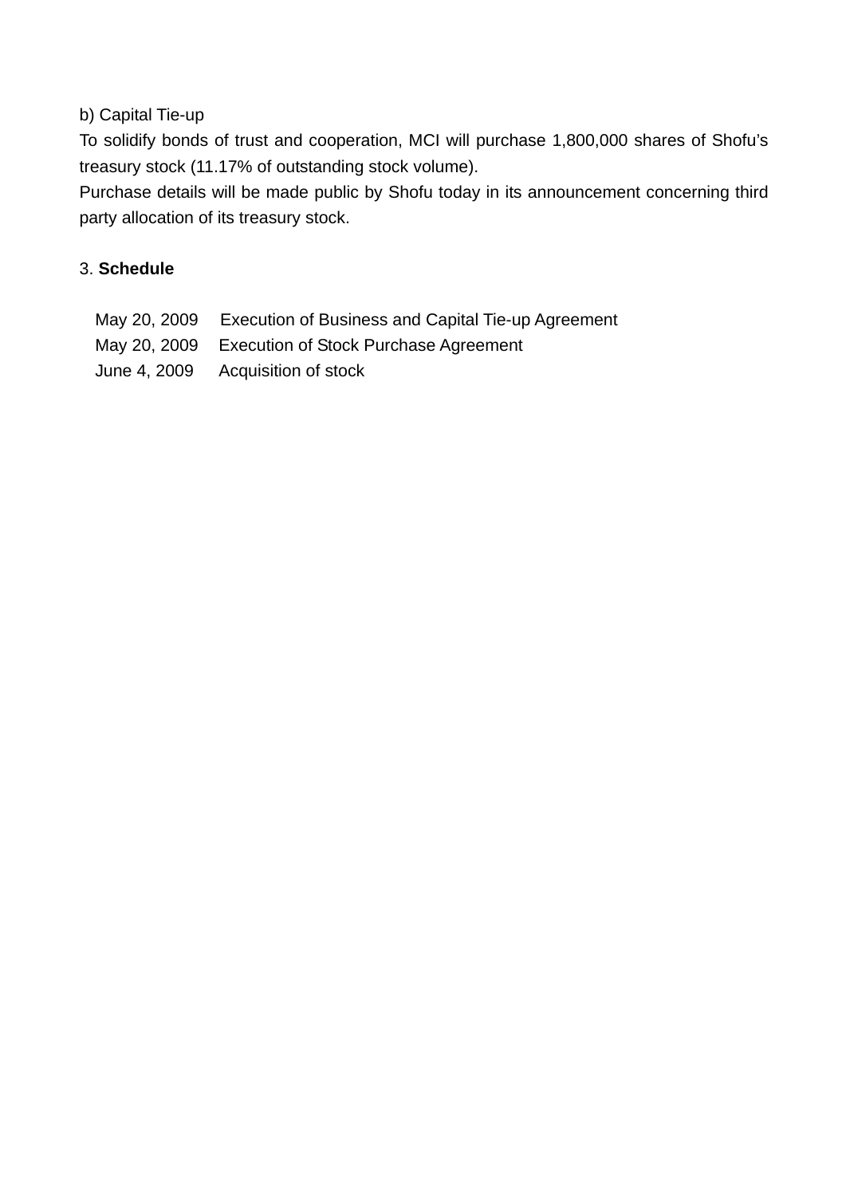b) Capital Tie-up

To solidify bonds of trust and cooperation, MCI will purchase 1,800,000 shares of Shofu's treasury stock (11.17% of outstanding stock volume).

Purchase details will be made public by Shofu today in its announcement concerning third party allocation of its treasury stock.

3. **Schedule**

May 20, 2009 Execution of Business and Capital Tie-up Agreement

May 20, 2009 Execution of Stock Purchase Agreement

June 4, 2009 Acquisition of stock